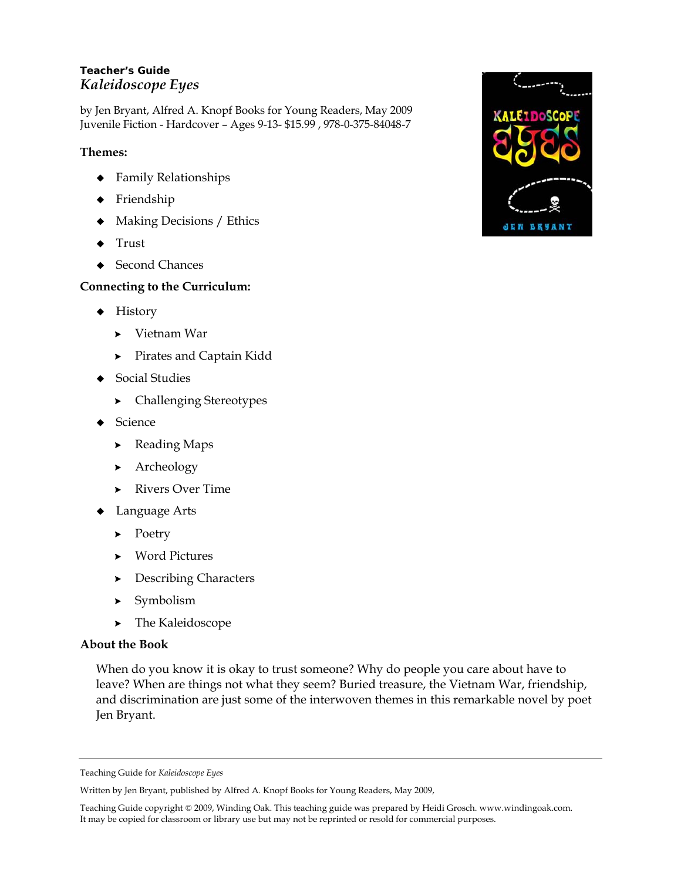**Teacher's Guide**
*Kaleidoscope Eyes*

by Jen Bryant, Alfred A. Knopf Books for Young Readers, May 2009
Juvenile Fiction - Hardcover – Ages 9-13- $15.99 , 978-0-375-84048-7

**Themes:**

- Family Relationships
- Friendship
- Making Decisions / Ethics
- Trust
- Second Chances

**Connecting to the Curriculum:**

- History
  - Vietnam War
  - Pirates and Captain Kidd
- Social Studies
  - Challenging Stereotypes
- Science
  - Reading Maps
  - Archeology
  - Rivers Over Time
- Language Arts
  - Poetry
  - Word Pictures
  - Describing Characters
  - Symbolism
  - The Kaleidoscope

**About the Book**

When do you know it is okay to trust someone? Why do people you care about have to leave? When are things not what they seem? Buried treasure, the Vietnam War, friendship, and discrimination are just some of the interwoven themes in this remarkable novel by poet Jen Bryant.

---

Teaching Guide for *Kaleidoscope Eyes*

Written by Jen Bryant, published by Alfred A. Knopf Books for Young Readers, May 2009,

Teaching Guide copyright © 2009, Winding Oak. This teaching guide was prepared by Heidi Grosch. www.windingoak.com. It may be copied for classroom or library use but may not be reprinted or resold for commercial purposes.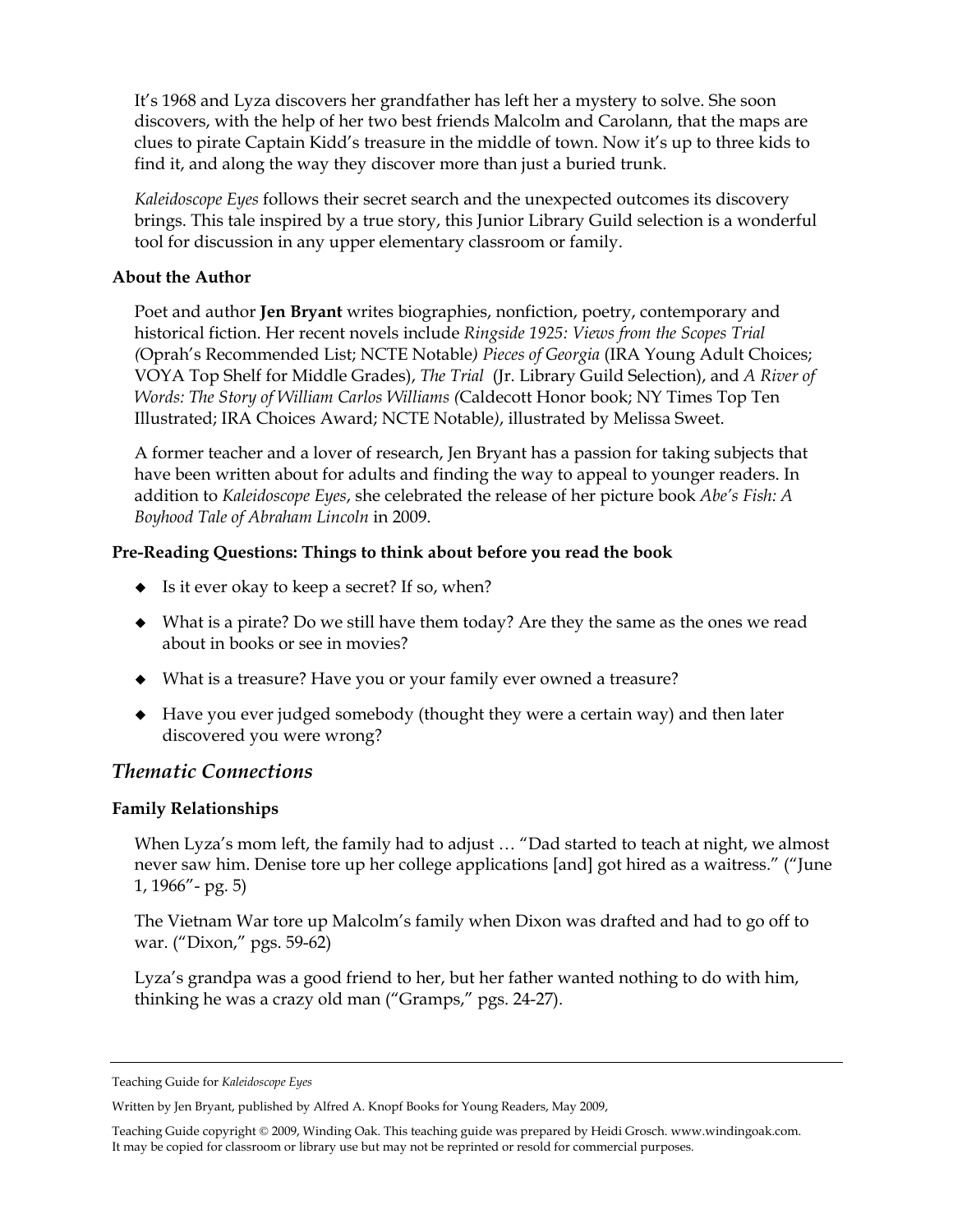It's 1968 and Lyza discovers her grandfather has left her a mystery to solve. She soon discovers, with the help of her two best friends Malcolm and Carolann, that the maps are clues to pirate Captain Kidd's treasure in the middle of town. Now it's up to three kids to find it, and along the way they discover more than just a buried trunk.

*Kaleidoscope Eyes* follows their secret search and the unexpected outcomes its discovery brings. This tale inspired by a true story, this Junior Library Guild selection is a wonderful tool for discussion in any upper elementary classroom or family.

**About the Author**

Poet and author **Jen Bryant** writes biographies, nonfiction, poetry, contemporary and historical fiction. Her recent novels include *Ringside 1925: Views from the Scopes Trial (*Oprah's Recommended List; NCTE Notable*) Pieces of Georgia* (IRA Young Adult Choices; VOYA Top Shelf for Middle Grades), *The Trial* (Jr. Library Guild Selection), and *A River of Words: The Story of William Carlos Williams (*Caldecott Honor book; NY Times Top Ten Illustrated; IRA Choices Award; NCTE Notable*)*, illustrated by Melissa Sweet.

A former teacher and a lover of research, Jen Bryant has a passion for taking subjects that have been written about for adults and finding the way to appeal to younger readers. In addition to *Kaleidoscope Eyes*, she celebrated the release of her picture book *Abe's Fish: A Boyhood Tale of Abraham Lincoln* in 2009.

**Pre-Reading Questions: Things to think about before you read the book**

- Is it ever okay to keep a secret? If so, when?
- What is a pirate? Do we still have them today? Are they the same as the ones we read about in books or see in movies?
- What is a treasure? Have you or your family ever owned a treasure?
- Have you ever judged somebody (thought they were a certain way) and then later discovered you were wrong?

## *Thematic Connections*

**Family Relationships**

When Lyza's mom left, the family had to adjust … "Dad started to teach at night, we almost never saw him. Denise tore up her college applications [and] got hired as a waitress." ("June 1, 1966"- pg. 5)

The Vietnam War tore up Malcolm's family when Dixon was drafted and had to go off to war. ("Dixon," pgs. 59-62)

Lyza's grandpa was a good friend to her, but her father wanted nothing to do with him, thinking he was a crazy old man ("Gramps," pgs. 24-27).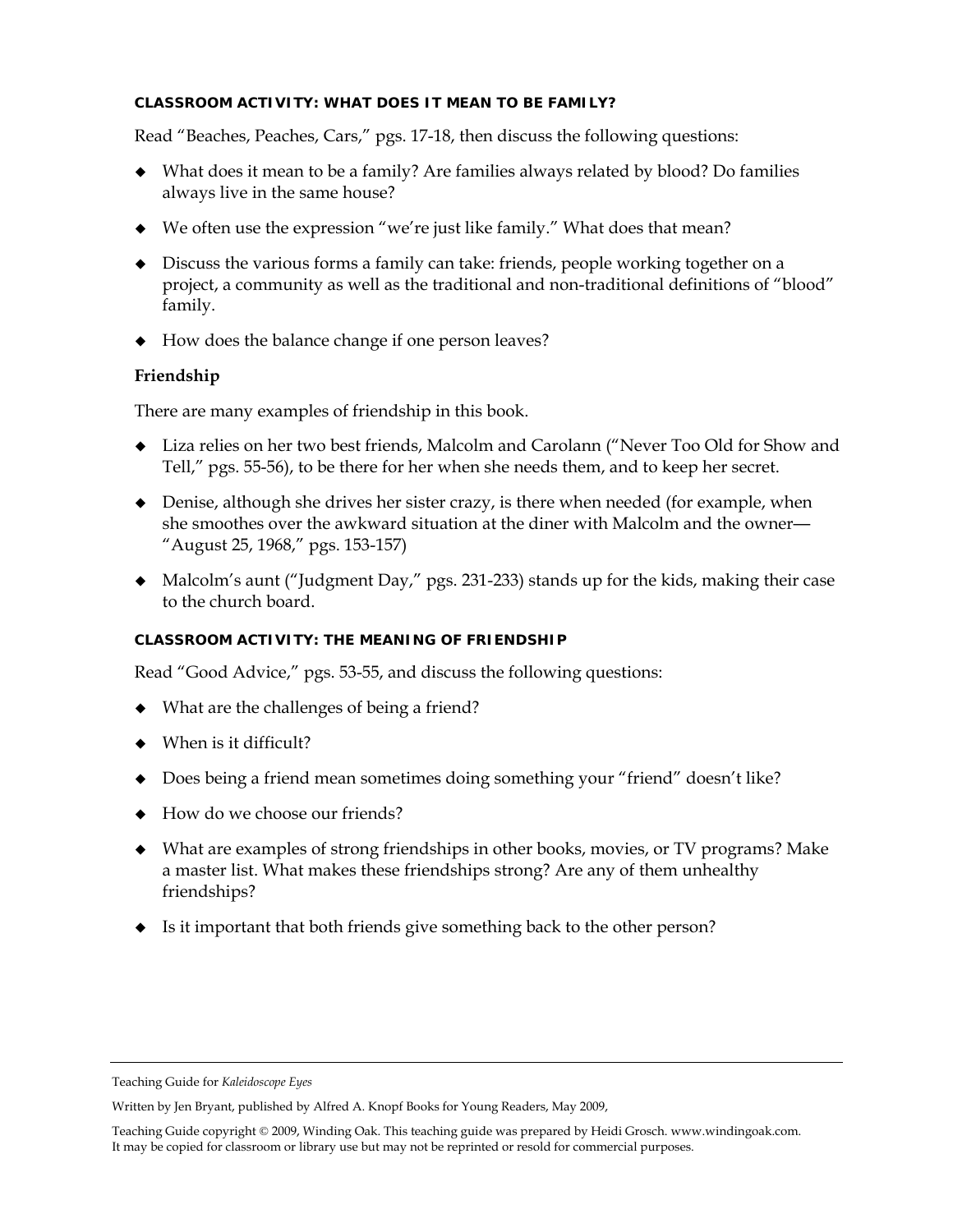#### CLASSROOM ACTIVITY: WHAT DOES IT MEAN TO BE FAMILY?

Read "Beaches, Peaches, Cars," pgs. 17-18, then discuss the following questions:

- What does it mean to be a family? Are families always related by blood? Do families always live in the same house?
- We often use the expression "we're just like family." What does that mean?
- Discuss the various forms a family can take: friends, people working together on a project, a community as well as the traditional and non-traditional definitions of "blood" family.
- How does the balance change if one person leaves?

### Friendship

There are many examples of friendship in this book.

- Liza relies on her two best friends, Malcolm and Carolann ("Never Too Old for Show and Tell," pgs. 55-56), to be there for her when she needs them, and to keep her secret.
- Denise, although she drives her sister crazy, is there when needed (for example, when she smoothes over the awkward situation at the diner with Malcolm and the owner—"August 25, 1968," pgs. 153-157)
- Malcolm's aunt ("Judgment Day," pgs. 231-233) stands up for the kids, making their case to the church board.

#### CLASSROOM ACTIVITY: THE MEANING OF FRIENDSHIP

Read "Good Advice," pgs. 53-55, and discuss the following questions:

- What are the challenges of being a friend?
- When is it difficult?
- Does being a friend mean sometimes doing something your "friend" doesn't like?
- How do we choose our friends?
- What are examples of strong friendships in other books, movies, or TV programs? Make a master list. What makes these friendships strong? Are any of them unhealthy friendships?
- Is it important that both friends give something back to the other person?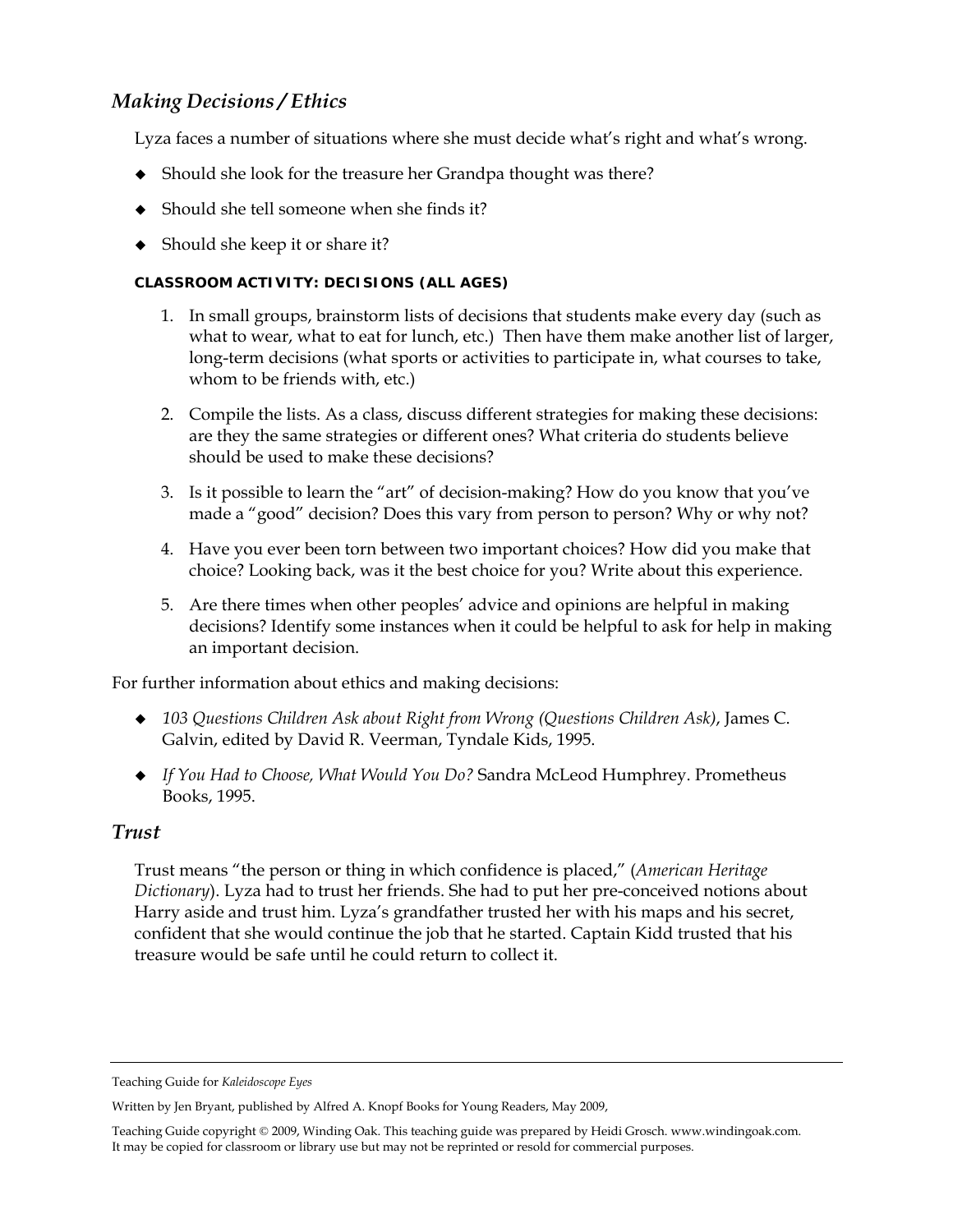## *Making Decisions / Ethics*

Lyza faces a number of situations where she must decide what's right and what's wrong.

- Should she look for the treasure her Grandpa thought was there?
- Should she tell someone when she finds it?
- Should she keep it or share it?

**CLASSROOM ACTIVITY: DECISIONS (ALL AGES)**

1. In small groups, brainstorm lists of decisions that students make every day (such as what to wear, what to eat for lunch, etc.) Then have them make another list of larger, long-term decisions (what sports or activities to participate in, what courses to take, whom to be friends with, etc.)
2. Compile the lists. As a class, discuss different strategies for making these decisions: are they the same strategies or different ones? What criteria do students believe should be used to make these decisions?
3. Is it possible to learn the "art" of decision-making? How do you know that you've made a "good" decision? Does this vary from person to person? Why or why not?
4. Have you ever been torn between two important choices? How did you make that choice? Looking back, was it the best choice for you? Write about this experience.
5. Are there times when other peoples' advice and opinions are helpful in making decisions? Identify some instances when it could be helpful to ask for help in making an important decision.

For further information about ethics and making decisions:

- *103 Questions Children Ask about Right from Wrong (Questions Children Ask)*, James C. Galvin, edited by David R. Veerman, Tyndale Kids, 1995.
- *If You Had to Choose, What Would You Do?* Sandra McLeod Humphrey. Prometheus Books, 1995.

## *Trust*

Trust means "the person or thing in which confidence is placed," (*American Heritage Dictionary*). Lyza had to trust her friends. She had to put her pre-conceived notions about Harry aside and trust him. Lyza's grandfather trusted her with his maps and his secret, confident that she would continue the job that he started. Captain Kidd trusted that his treasure would be safe until he could return to collect it.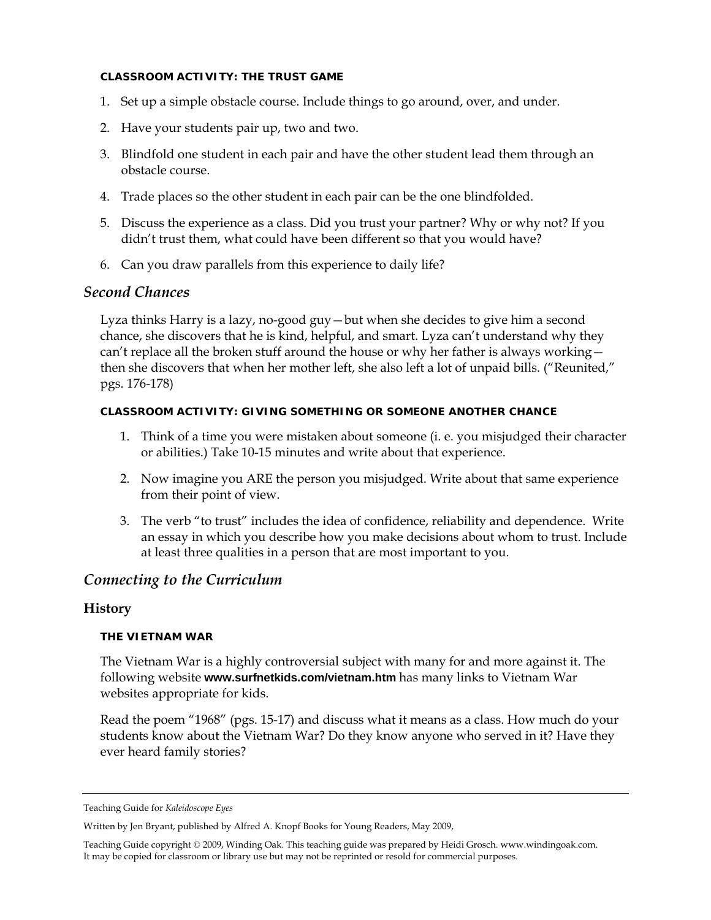#### CLASSROOM ACTIVITY: THE TRUST GAME

1. Set up a simple obstacle course. Include things to go around, over, and under.
2. Have your students pair up, two and two.
3. Blindfold one student in each pair and have the other student lead them through an obstacle course.
4. Trade places so the other student in each pair can be the one blindfolded.
5. Discuss the experience as a class. Did you trust your partner? Why or why not? If you didn't trust them, what could have been different so that you would have?
6. Can you draw parallels from this experience to daily life?

## *Second Chances*

Lyza thinks Harry is a lazy, no-good guy—but when she decides to give him a second chance, she discovers that he is kind, helpful, and smart. Lyza can't understand why they can't replace all the broken stuff around the house or why her father is always working—then she discovers that when her mother left, she also left a lot of unpaid bills. ("Reunited," pgs. 176-178)

#### CLASSROOM ACTIVITY: GIVING SOMETHING OR SOMEONE ANOTHER CHANCE

1. Think of a time you were mistaken about someone (i. e. you misjudged their character or abilities.) Take 10-15 minutes and write about that experience.
2. Now imagine you ARE the person you misjudged. Write about that same experience from their point of view.
3. The verb "to trust" includes the idea of confidence, reliability and dependence. Write an essay in which you describe how you make decisions about whom to trust. Include at least three qualities in a person that are most important to you.

## *Connecting to the Curriculum*

### History

#### THE VIETNAM WAR

The Vietnam War is a highly controversial subject with many for and more against it. The following website **www.surfnetkids.com/vietnam.htm** has many links to Vietnam War websites appropriate for kids.

Read the poem "1968" (pgs. 15-17) and discuss what it means as a class. How much do your students know about the Vietnam War? Do they know anyone who served in it? Have they ever heard family stories?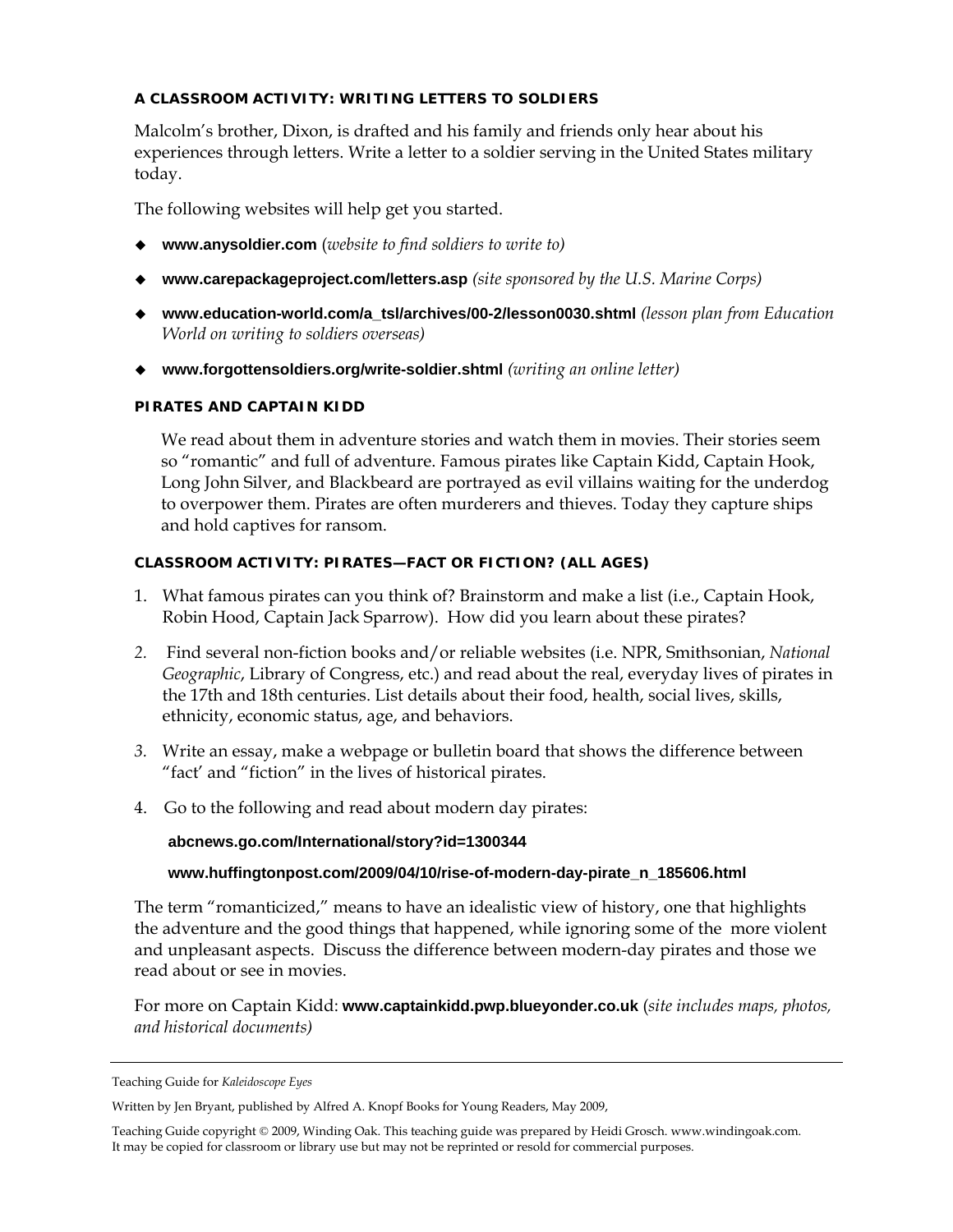### A CLASSROOM ACTIVITY: WRITING LETTERS TO SOLDIERS

Malcolm's brother, Dixon, is drafted and his family and friends only hear about his experiences through letters. Write a letter to a soldier serving in the United States military today.

The following websites will help get you started.

- **www.anysoldier.com** (*website to find soldiers to write to)*
- **www.carepackageproject.com/letters.asp** *(site sponsored by the U.S. Marine Corps)*
- **www.education-world.com/a_tsl/archives/00-2/lesson0030.shtml** *(lesson plan from Education World on writing to soldiers overseas)*
- **www.forgottensoldiers.org/write-soldier.shtml** *(writing an online letter)*

### PIRATES AND CAPTAIN KIDD

We read about them in adventure stories and watch them in movies. Their stories seem so "romantic" and full of adventure. Famous pirates like Captain Kidd, Captain Hook, Long John Silver, and Blackbeard are portrayed as evil villains waiting for the underdog to overpower them. Pirates are often murderers and thieves. Today they capture ships and hold captives for ransom.

### CLASSROOM ACTIVITY: PIRATES—FACT OR FICTION? (ALL AGES)

1. What famous pirates can you think of? Brainstorm and make a list (i.e., Captain Hook, Robin Hood, Captain Jack Sparrow). How did you learn about these pirates?
2. Find several non-fiction books and/or reliable websites (i.e. NPR, Smithsonian, *National Geographic*, Library of Congress, etc.) and read about the real, everyday lives of pirates in the 17th and 18th centuries. List details about their food, health, social lives, skills, ethnicity, economic status, age, and behaviors.
3. Write an essay, make a webpage or bulletin board that shows the difference between "fact' and "fiction" in the lives of historical pirates.
4. Go to the following and read about modern day pirates:

   **abcnews.go.com/International/story?id=1300344**

   **www.huffingtonpost.com/2009/04/10/rise-of-modern-day-pirate_n_185606.html**

The term "romanticized," means to have an idealistic view of history, one that highlights the adventure and the good things that happened, while ignoring some of the more violent and unpleasant aspects. Discuss the difference between modern-day pirates and those we read about or see in movies.

For more on Captain Kidd: **www.captainkidd.pwp.blueyonder.co.uk** (*site includes maps, photos, and historical documents)*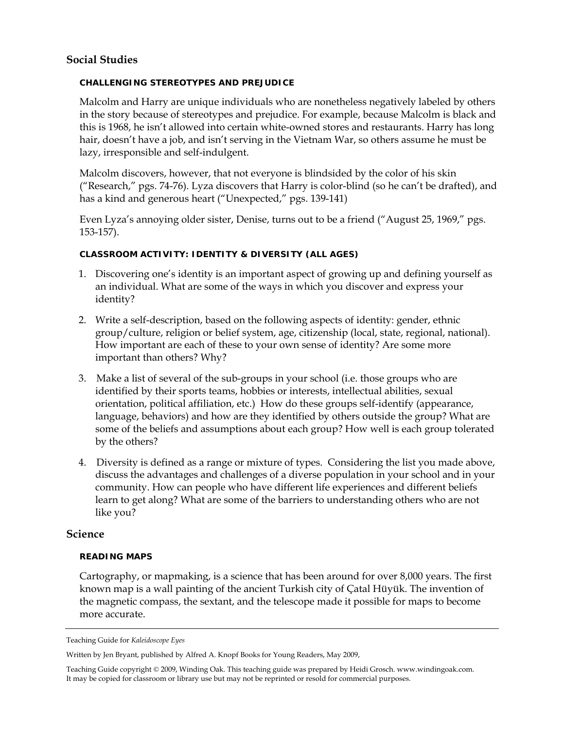## Social Studies

#### CHALLENGING STEREOTYPES AND PREJUDICE

Malcolm and Harry are unique individuals who are nonetheless negatively labeled by others in the story because of stereotypes and prejudice. For example, because Malcolm is black and this is 1968, he isn't allowed into certain white-owned stores and restaurants. Harry has long hair, doesn't have a job, and isn't serving in the Vietnam War, so others assume he must be lazy, irresponsible and self-indulgent.

Malcolm discovers, however, that not everyone is blindsided by the color of his skin ("Research," pgs. 74-76). Lyza discovers that Harry is color-blind (so he can't be drafted), and has a kind and generous heart ("Unexpected," pgs. 139-141)

Even Lyza's annoying older sister, Denise, turns out to be a friend ("August 25, 1969," pgs. 153-157).

#### CLASSROOM ACTIVITY: IDENTITY & DIVERSITY (ALL AGES)

1. Discovering one's identity is an important aspect of growing up and defining yourself as an individual. What are some of the ways in which you discover and express your identity?
2. Write a self-description, based on the following aspects of identity: gender, ethnic group/culture, religion or belief system, age, citizenship (local, state, regional, national). How important are each of these to your own sense of identity? Are some more important than others? Why?
3. Make a list of several of the sub-groups in your school (i.e. those groups who are identified by their sports teams, hobbies or interests, intellectual abilities, sexual orientation, political affiliation, etc.) How do these groups self-identify (appearance, language, behaviors) and how are they identified by others outside the group? What are some of the beliefs and assumptions about each group? How well is each group tolerated by the others?
4. Diversity is defined as a range or mixture of types. Considering the list you made above, discuss the advantages and challenges of a diverse population in your school and in your community. How can people who have different life experiences and different beliefs learn to get along? What are some of the barriers to understanding others who are not like you?

## Science

#### READING MAPS

Cartography, or mapmaking, is a science that has been around for over 8,000 years. The first known map is a wall painting of the ancient Turkish city of Çatal Hüyük. The invention of the magnetic compass, the sextant, and the telescope made it possible for maps to become more accurate.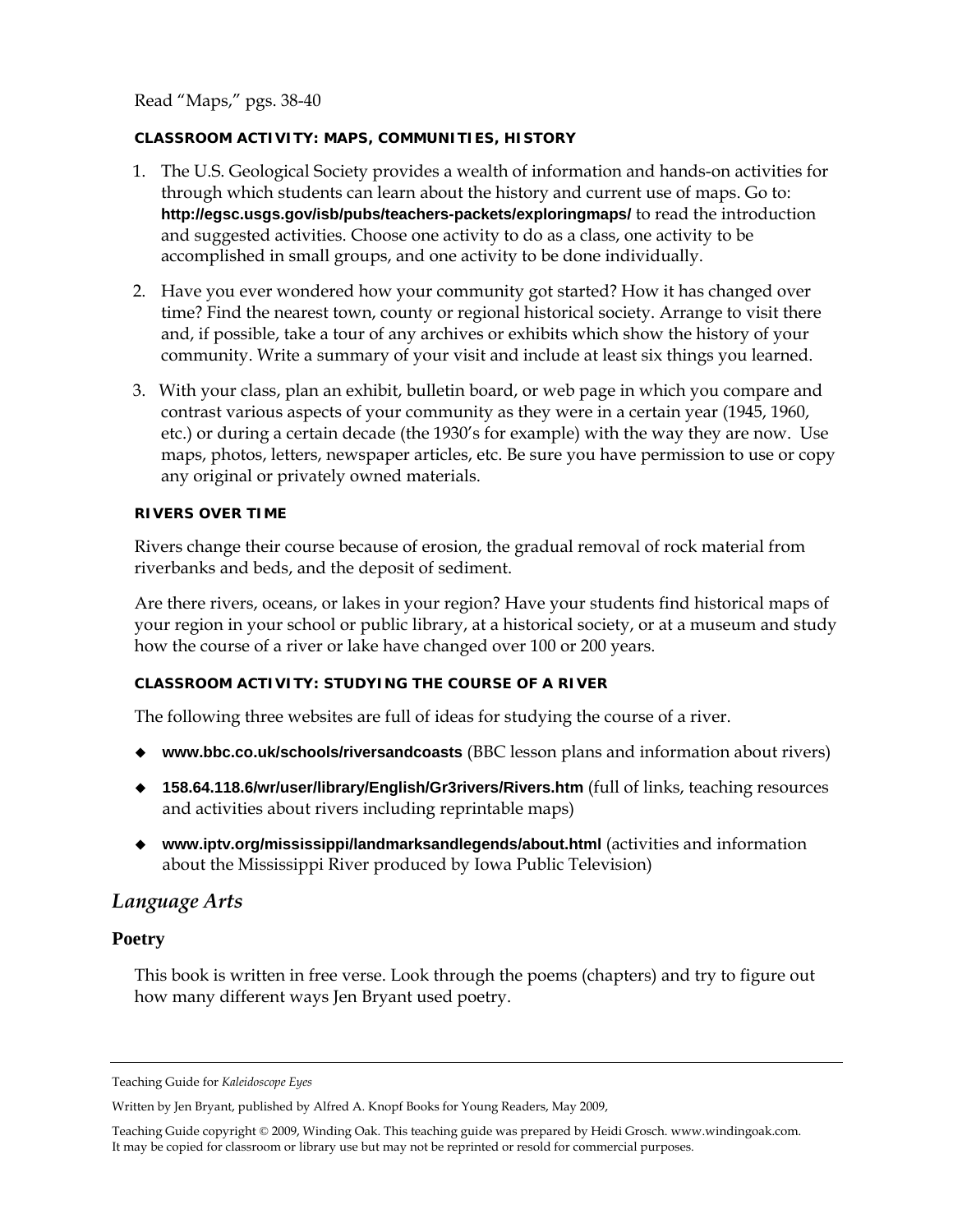Read "Maps," pgs. 38-40

**CLASSROOM ACTIVITY: MAPS, COMMUNITIES, HISTORY**

1. The U.S. Geological Society provides a wealth of information and hands-on activities for through which students can learn about the history and current use of maps. Go to: **http://egsc.usgs.gov/isb/pubs/teachers-packets/exploringmaps/** to read the introduction and suggested activities. Choose one activity to do as a class, one activity to be accomplished in small groups, and one activity to be done individually.

2. Have you ever wondered how your community got started? How it has changed over time? Find the nearest town, county or regional historical society. Arrange to visit there and, if possible, take a tour of any archives or exhibits which show the history of your community. Write a summary of your visit and include at least six things you learned.

3. With your class, plan an exhibit, bulletin board, or web page in which you compare and contrast various aspects of your community as they were in a certain year (1945, 1960, etc.) or during a certain decade (the 1930's for example) with the way they are now. Use maps, photos, letters, newspaper articles, etc. Be sure you have permission to use or copy any original or privately owned materials.

**RIVERS OVER TIME**

Rivers change their course because of erosion, the gradual removal of rock material from riverbanks and beds, and the deposit of sediment.

Are there rivers, oceans, or lakes in your region? Have your students find historical maps of your region in your school or public library, at a historical society, or at a museum and study how the course of a river or lake have changed over 100 or 200 years.

**CLASSROOM ACTIVITY: STUDYING THE COURSE OF A RIVER**

The following three websites are full of ideas for studying the course of a river.

- **www.bbc.co.uk/schools/riversandcoasts** (BBC lesson plans and information about rivers)
- **158.64.118.6/wr/user/library/English/Gr3rivers/Rivers.htm** (full of links, teaching resources and activities about rivers including reprintable maps)
- **www.iptv.org/mississippi/landmarksandlegends/about.html** (activities and information about the Mississippi River produced by Iowa Public Television)

## *Language Arts*

### Poetry

This book is written in free verse. Look through the poems (chapters) and try to figure out how many different ways Jen Bryant used poetry.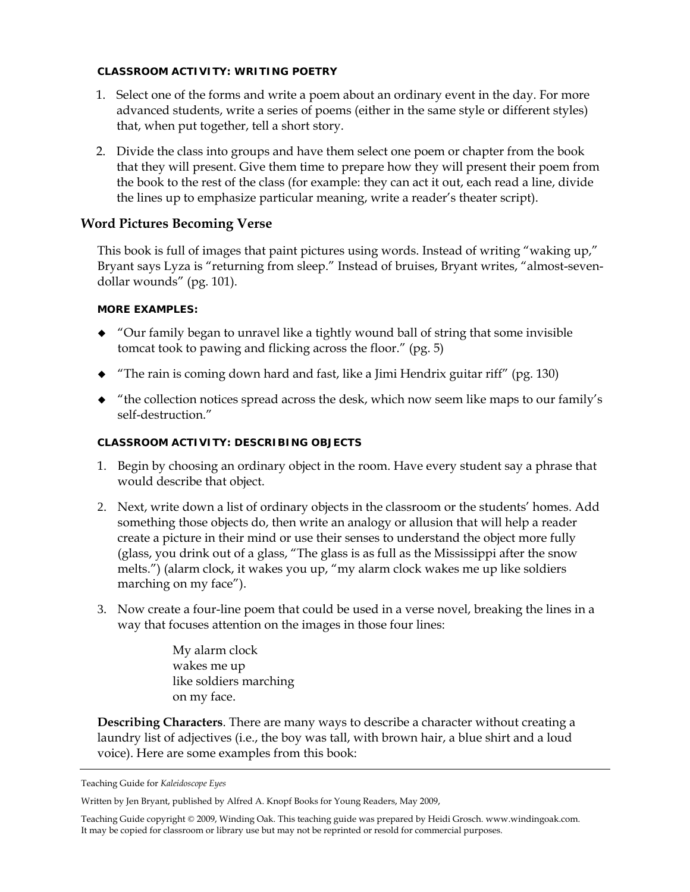#### CLASSROOM ACTIVITY: WRITING POETRY

1. Select one of the forms and write a poem about an ordinary event in the day. For more advanced students, write a series of poems (either in the same style or different styles) that, when put together, tell a short story.
2. Divide the class into groups and have them select one poem or chapter from the book that they will present. Give them time to prepare how they will present their poem from the book to the rest of the class (for example: they can act it out, each read a line, divide the lines up to emphasize particular meaning, write a reader's theater script).

### Word Pictures Becoming Verse

This book is full of images that paint pictures using words. Instead of writing "waking up," Bryant says Lyza is "returning from sleep." Instead of bruises, Bryant writes, "almost-seven-dollar wounds" (pg. 101).

#### MORE EXAMPLES:

- "Our family began to unravel like a tightly wound ball of string that some invisible tomcat took to pawing and flicking across the floor." (pg. 5)
- "The rain is coming down hard and fast, like a Jimi Hendrix guitar riff" (pg. 130)
- "the collection notices spread across the desk, which now seem like maps to our family's self-destruction."

#### CLASSROOM ACTIVITY: DESCRIBING OBJECTS

1. Begin by choosing an ordinary object in the room. Have every student say a phrase that would describe that object.
2. Next, write down a list of ordinary objects in the classroom or the students' homes. Add something those objects do, then write an analogy or allusion that will help a reader create a picture in their mind or use their senses to understand the object more fully (glass, you drink out of a glass, "The glass is as full as the Mississippi after the snow melts.") (alarm clock, it wakes you up, "my alarm clock wakes me up like soldiers marching on my face").
3. Now create a four-line poem that could be used in a verse novel, breaking the lines in a way that focuses attention on the images in those four lines:

   My alarm clock
   wakes me up
   like soldiers marching
   on my face.

**Describing Characters**. There are many ways to describe a character without creating a laundry list of adjectives (i.e., the boy was tall, with brown hair, a blue shirt and a loud voice). Here are some examples from this book: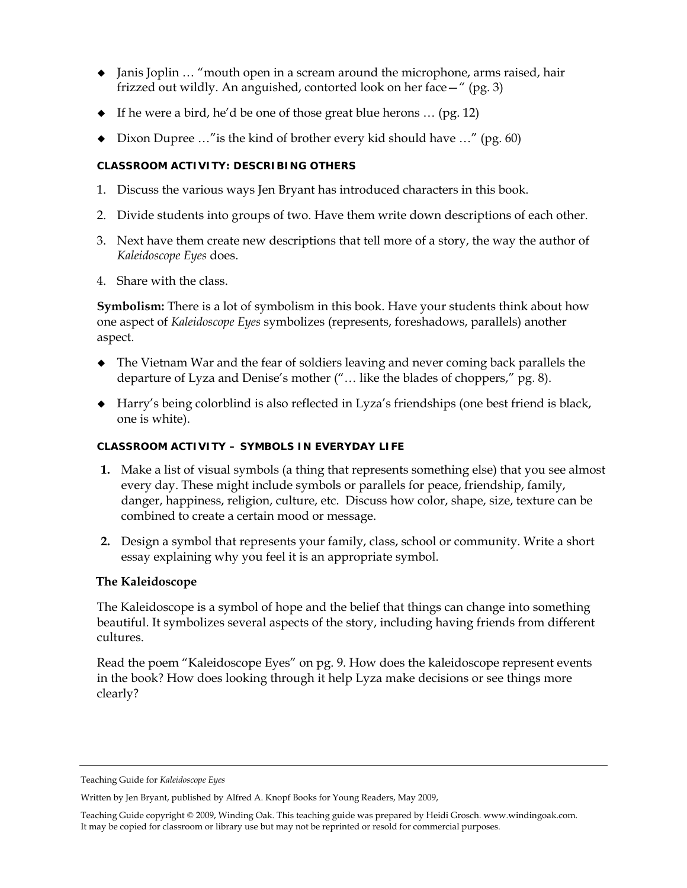- Janis Joplin … "mouth open in a scream around the microphone, arms raised, hair frizzed out wildly. An anguished, contorted look on her face—" (pg. 3)
- If he were a bird, he'd be one of those great blue herons … (pg. 12)
- Dixon Dupree …"is the kind of brother every kid should have …" (pg. 60)

#### CLASSROOM ACTIVITY: DESCRIBING OTHERS

1. Discuss the various ways Jen Bryant has introduced characters in this book.
2. Divide students into groups of two. Have them write down descriptions of each other.
3. Next have them create new descriptions that tell more of a story, the way the author of *Kaleidoscope Eyes* does.
4. Share with the class.

**Symbolism:** There is a lot of symbolism in this book. Have your students think about how one aspect of *Kaleidoscope Eyes* symbolizes (represents, foreshadows, parallels) another aspect.

- The Vietnam War and the fear of soldiers leaving and never coming back parallels the departure of Lyza and Denise's mother ("… like the blades of choppers," pg. 8).
- Harry's being colorblind is also reflected in Lyza's friendships (one best friend is black, one is white).

#### CLASSROOM ACTIVITY – SYMBOLS IN EVERYDAY LIFE

1. Make a list of visual symbols (a thing that represents something else) that you see almost every day. These might include symbols or parallels for peace, friendship, family, danger, happiness, religion, culture, etc. Discuss how color, shape, size, texture can be combined to create a certain mood or message.
2. Design a symbol that represents your family, class, school or community. Write a short essay explaining why you feel it is an appropriate symbol.

### The Kaleidoscope

The Kaleidoscope is a symbol of hope and the belief that things can change into something beautiful. It symbolizes several aspects of the story, including having friends from different cultures.

Read the poem "Kaleidoscope Eyes" on pg. 9. How does the kaleidoscope represent events in the book? How does looking through it help Lyza make decisions or see things more clearly?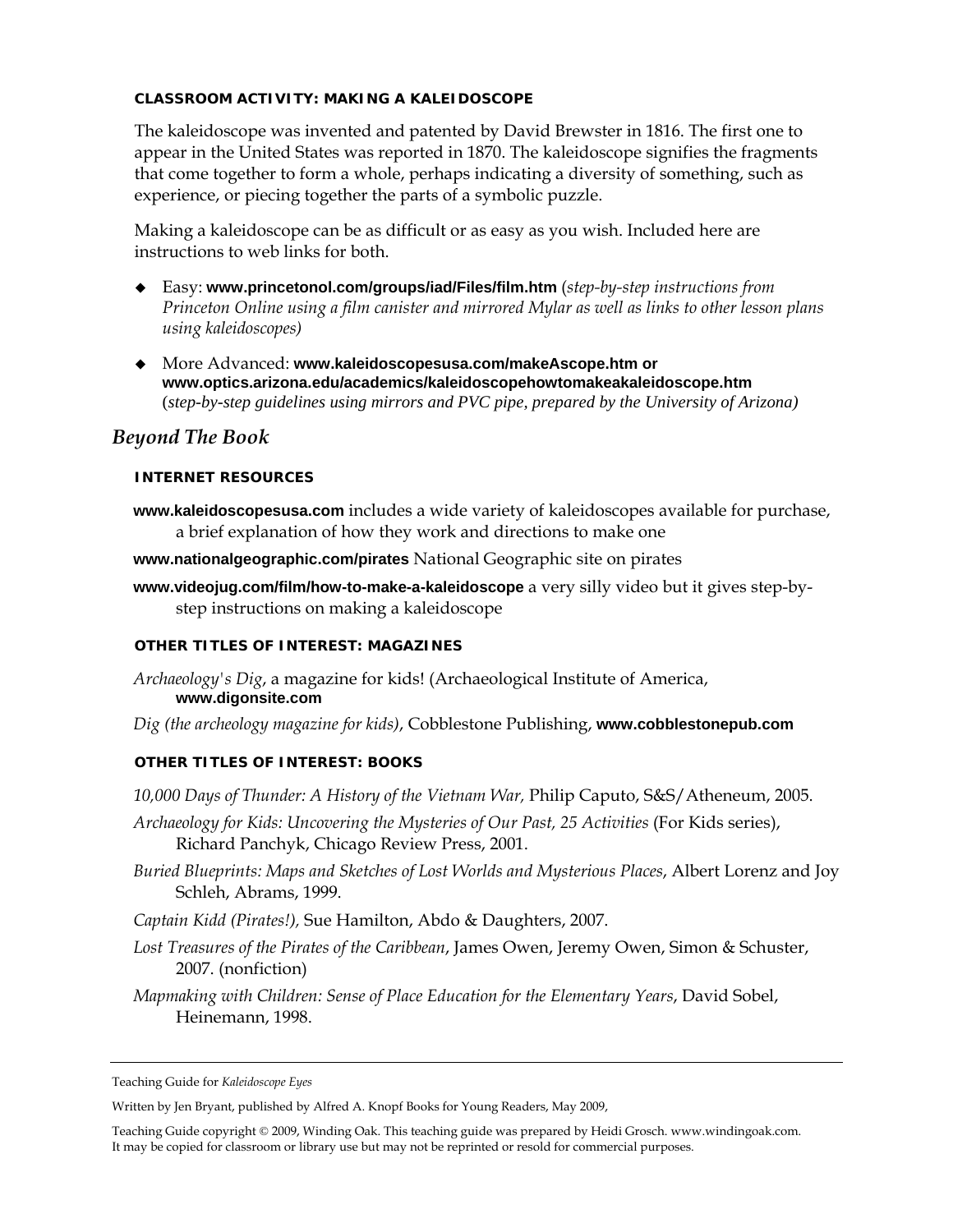### CLASSROOM ACTIVITY: MAKING A KALEIDOSCOPE

The kaleidoscope was invented and patented by David Brewster in 1816. The first one to appear in the United States was reported in 1870. The kaleidoscope signifies the fragments that come together to form a whole, perhaps indicating a diversity of something, such as experience, or piecing together the parts of a symbolic puzzle.

Making a kaleidoscope can be as difficult or as easy as you wish. Included here are instructions to web links for both.

- Easy: **www.princetonol.com/groups/iad/Files/film.htm** (*step-by-step instructions from Princeton Online using a film canister and mirrored Mylar as well as links to other lesson plans using kaleidoscopes)*
- More Advanced: **www.kaleidoscopesusa.com/makeAscope.htm or www.optics.arizona.edu/academics/kaleidoscopehowtomakeakaleidoscope.htm** (*step-by-step guidelines using mirrors and PVC pipe, prepared by the University of Arizona)*

## *Beyond The Book*

### INTERNET RESOURCES

**www.kaleidoscopesusa.com** includes a wide variety of kaleidoscopes available for purchase, a brief explanation of how they work and directions to make one

**www.nationalgeographic.com/pirates** National Geographic site on pirates

**www.videojug.com/film/how-to-make-a-kaleidoscope** a very silly video but it gives step-by-step instructions on making a kaleidoscope

### OTHER TITLES OF INTEREST: MAGAZINES

*Archaeology's Dig*, a magazine for kids! (Archaeological Institute of America, **www.digonsite.com**

*Dig (the archeology magazine for kids)*, Cobblestone Publishing, **www.cobblestonepub.com**

### OTHER TITLES OF INTEREST: BOOKS

*10,000 Days of Thunder: A History of the Vietnam War,* Philip Caputo, S&S/Atheneum, 2005.

*Archaeology for Kids: Uncovering the Mysteries of Our Past, 25 Activities* (For Kids series), Richard Panchyk, Chicago Review Press, 2001.

*Buried Blueprints: Maps and Sketches of Lost Worlds and Mysterious Places*, Albert Lorenz and Joy Schleh, Abrams, 1999.

*Captain Kidd (Pirates!),* Sue Hamilton, Abdo & Daughters, 2007.

*Lost Treasures of the Pirates of the Caribbean*, James Owen, Jeremy Owen, Simon & Schuster, 2007. (nonfiction)

*Mapmaking with Children: Sense of Place Education for the Elementary Years*, David Sobel, Heinemann, 1998.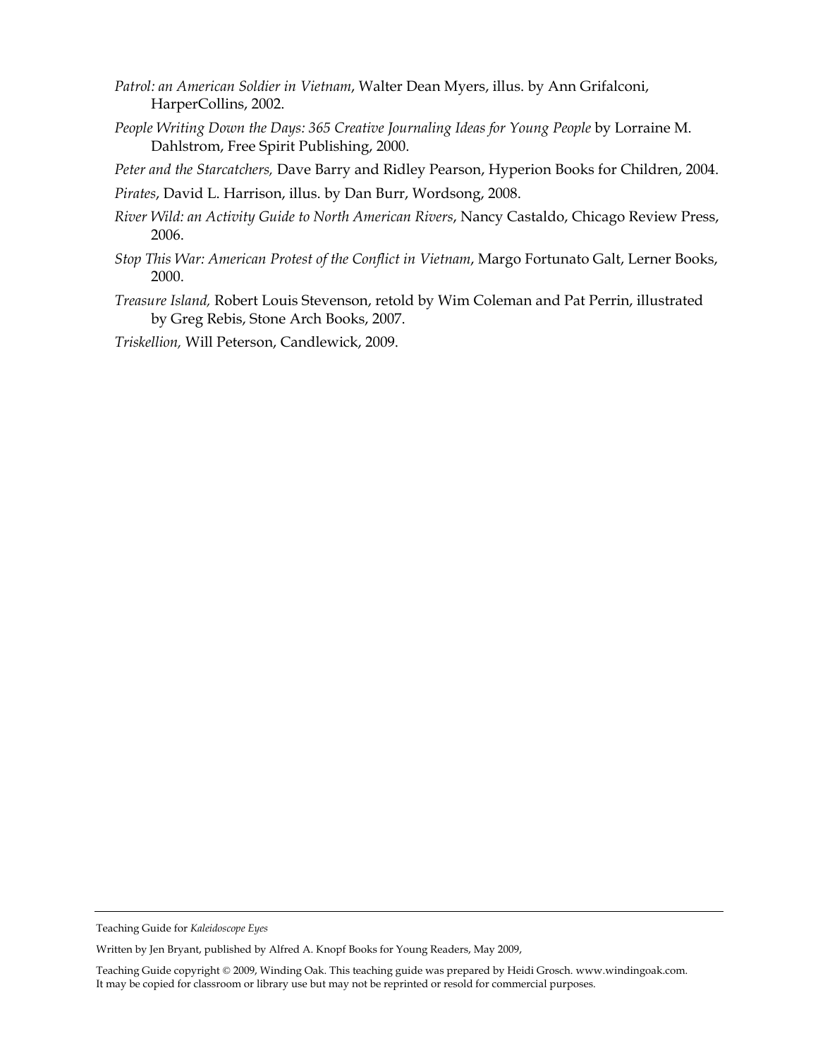*Patrol: an American Soldier in Vietnam*, Walter Dean Myers, illus. by Ann Grifalconi, HarperCollins, 2002.

*People Writing Down the Days: 365 Creative Journaling Ideas for Young People* by Lorraine M. Dahlstrom, Free Spirit Publishing, 2000.

*Peter and the Starcatchers,* Dave Barry and Ridley Pearson, Hyperion Books for Children, 2004.

*Pirates*, David L. Harrison, illus. by Dan Burr, Wordsong, 2008.

*River Wild: an Activity Guide to North American Rivers*, Nancy Castaldo, Chicago Review Press, 2006.

*Stop This War: American Protest of the Conflict in Vietnam*, Margo Fortunato Galt, Lerner Books, 2000.

*Treasure Island,* Robert Louis Stevenson, retold by Wim Coleman and Pat Perrin, illustrated by Greg Rebis, Stone Arch Books, 2007.

*Triskellion,* Will Peterson, Candlewick, 2009.